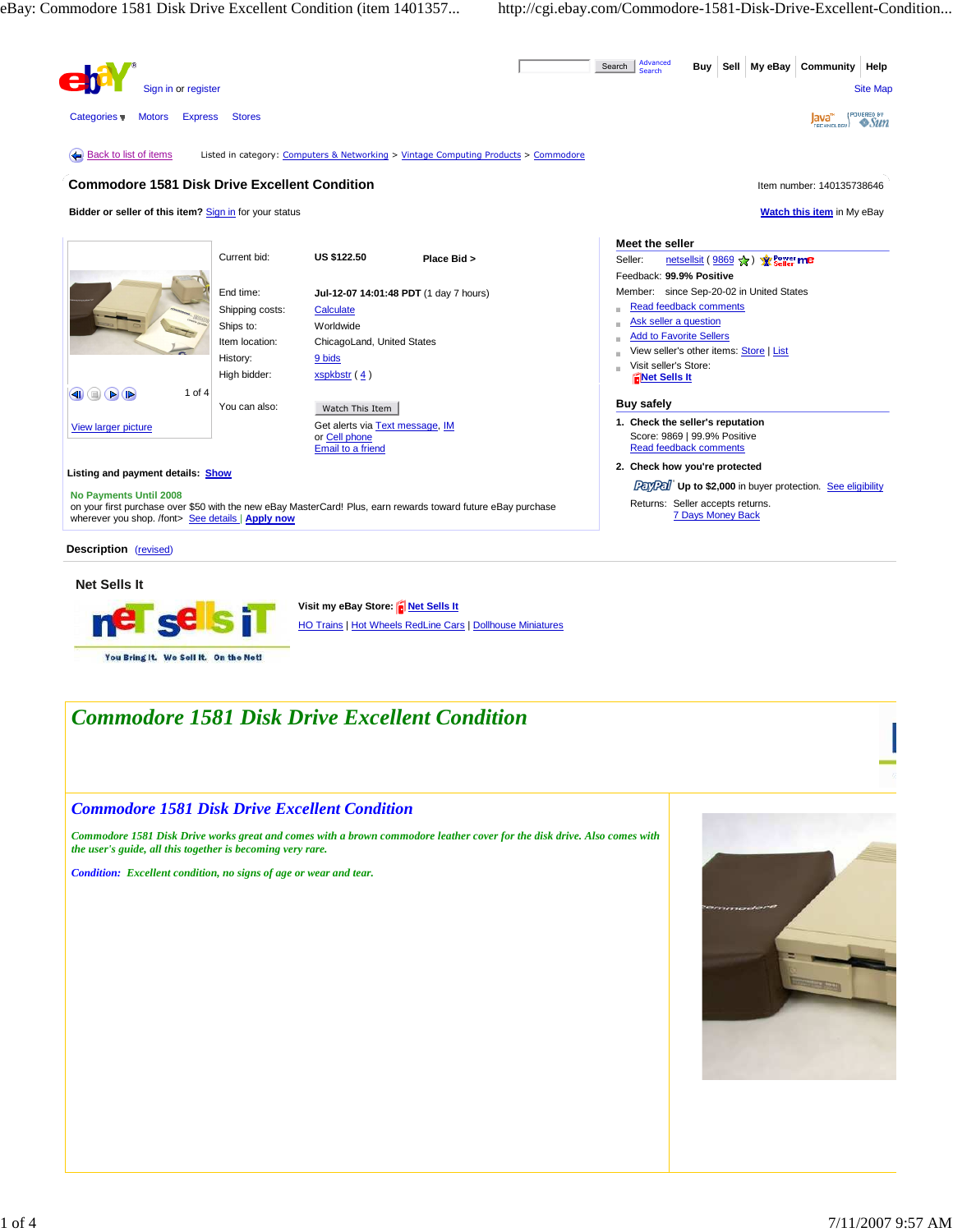Search | Advanced Search

Buy | Sell | My eBay | Community | Help

Sign in or register

Site Map

Categories | Motors | Express | Stores

Back to list of items

Listed in category: Computers & Networking > Vintage Computing Products > Commodore

## Commodore 1581 Disk Drive Excellent Condition

Item number: 140135738646

**Bidder or seller of this item?** Sign in for your status

**Watch this item** in My eBay

1 of 4

View larger picture

| | | |
|---|---|---|
| Current bid: | **US $122.50** | **Place Bid >** |
| End time: | **Jul-12-07 14:01:48 PDT** (1 day 7 hours) | |
| Shipping costs: | Calculate | |
| Ships to: | Worldwide | |
| Item location: | ChicagoLand, United States | |
| History: | 9 bids | |
| High bidder: | xspkbstr ( 4 ) | |
| You can also: | Watch This Item | |
| | Get alerts via Text message, IM or Cell phone | |
| | Email to a friend | |

**Listing and payment details:** Show

**No Payments Until 2008**
on your first purchase over $50 with the new eBay MasterCard! Plus, earn rewards toward future eBay purchase wherever you shop. /font> See details | **Apply now**

### Meet the seller

Seller: netsellsit ( 9869 ) Power Seller me

Feedback: **99.9% Positive**

Member: since Sep-20-02 in United States

- Read feedback comments
- Ask seller a question
- Add to Favorite Sellers
- View seller's other items: Store | List
- Visit seller's Store: **Net Sells It**

### Buy safely

1. **Check the seller's reputation**
   Score: 9869 | 99.9% Positive
   Read feedback comments
2. **Check how you're protected**
   PayPal **Up to $2,000** in buyer protection. See eligibility
   Returns: Seller accepts returns.
   7 Days Money Back

### Description (revised)

**Net Sells It**

neT sells iT — You Bring It. We Sell It. On the Net!

**Visit my eBay Store:** **Net Sells It**

HO Trains | Hot Wheels RedLine Cars | Dollhouse Miniatures

# *Commodore 1581 Disk Drive Excellent Condition*

## *Commodore 1581 Disk Drive Excellent Condition*

*Commodore 1581 Disk Drive works great and comes with a brown commodore leather cover for the disk drive. Also comes with the user's guide, all this together is becoming very rare.*

*Condition: Excellent condition, no signs of age or wear and tear.*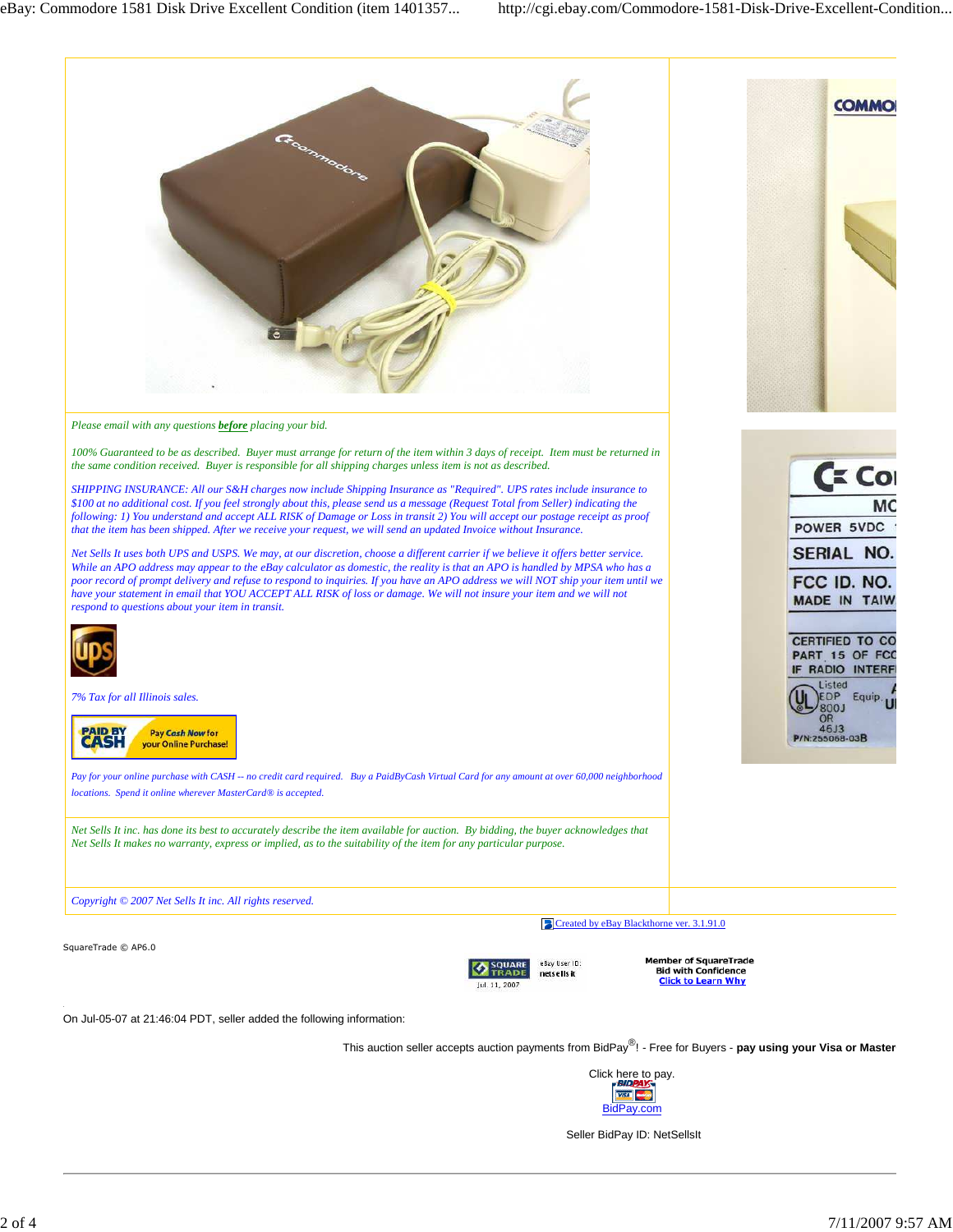*Please email with any questions **before** placing your bid.*

*100% Guaranteed to be as described. Buyer must arrange for return of the item within 3 days of receipt. Item must be returned in the same condition received. Buyer is responsible for all shipping charges unless item is not as described.*

*SHIPPING INSURANCE: All our S&H charges now include Shipping Insurance as "Required". UPS rates include insurance to $100 at no additional cost. If you feel strongly about this, please send us a message (Request Total from Seller) indicating the following: 1) You understand and accept ALL RISK of Damage or Loss in transit 2) You will accept our postage receipt as proof that the item has been shipped. After we receive your request, we will send an updated Invoice without Insurance.*

*Net Sells It uses both UPS and USPS. We may, at our discretion, choose a different carrier if we believe it offers better service. While an APO address may appear to the eBay calculator as domestic, the reality is that an APO is handled by MPSA who has a poor record of prompt delivery and refuse to respond to inquiries. If you have an APO address we will NOT ship your item until we have your statement in email that YOU ACCEPT ALL RISK of loss or damage. We will not insure your item and we will not respond to questions about your item in transit.*

*7% Tax for all Illinois sales.*

PAID BY CASH — Pay Cash Now for your Online Purchase!

*Pay for your online purchase with CASH -- no credit card required. Buy a PaidByCash Virtual Card for any amount at over 60,000 neighborhood locations. Spend it online wherever MasterCard® is accepted.*

*Net Sells It inc. has done its best to accurately describe the item available for auction. By bidding, the buyer acknowledges that Net Sells It makes no warranty, express or implied, as to the suitability of the item for any particular purpose.*

*Copyright © 2007 Net Sells It inc. All rights reserved.*

Created by eBay Blackthorne ver. 3.1.91.0

SquareTrade © AP6.0

SQUARE TRADE — eBay User ID: netsellsit — Jul 11, 2007

Member of SquareTrade
Bid with Confidence
Click to Learn Why

On Jul-05-07 at 21:46:04 PDT, seller added the following information:

This auction seller accepts auction payments from BidPay®! - Free for Buyers - **pay using your Visa or Master**

Click here to pay.

BidPay.com

Seller BidPay ID: NetSellsIt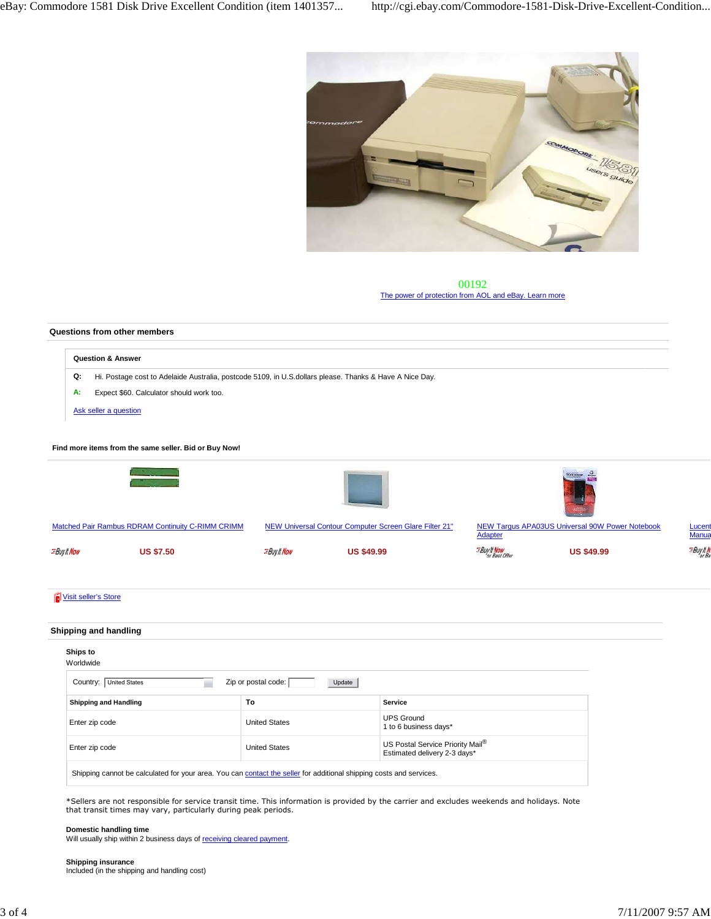00192

The power of protection from AOL and eBay. Learn more

## Questions from other members

### Question & Answer

**Q:** Hi. Postage cost to Adelaide Australia, postcode 5109, in U.S.dollars please. Thanks & Have A Nice Day.

**A:** Expect $60. Calculator should work too.

Ask seller a question

**Find more items from the same seller. Bid or Buy Now!**

| | | | |
|---|---|---|---|
| Matched Pair Rambus RDRAM Continuity C-RIMM CRIMM | NEW Universal Contour Computer Screen Glare Filter 21" | NEW Targus APA03US Universal 90W Power Notebook Adapter | Lucent Manua |
| Buy It Now US $7.50 | Buy It Now US $49.99 | Buy It Now or Best Offer US $49.99 | Buy It N or Be |

Visit seller's Store

## Shipping and handling

**Ships to**
Worldwide

Country: United States   Zip or postal code:   Update

| Shipping and Handling | To | Service |
|---|---|---|
| Enter zip code | United States | UPS Ground<br>1 to 6 business days* |
| Enter zip code | United States | US Postal Service Priority Mail®<br>Estimated delivery 2-3 days* |

Shipping cannot be calculated for your area. You can contact the seller for additional shipping costs and services.

*Sellers are not responsible for service transit time. This information is provided by the carrier and excludes weekends and holidays. Note that transit times may vary, particularly during peak periods.

**Domestic handling time**
Will usually ship within 2 business days of receiving cleared payment.

**Shipping insurance**
Included (in the shipping and handling cost)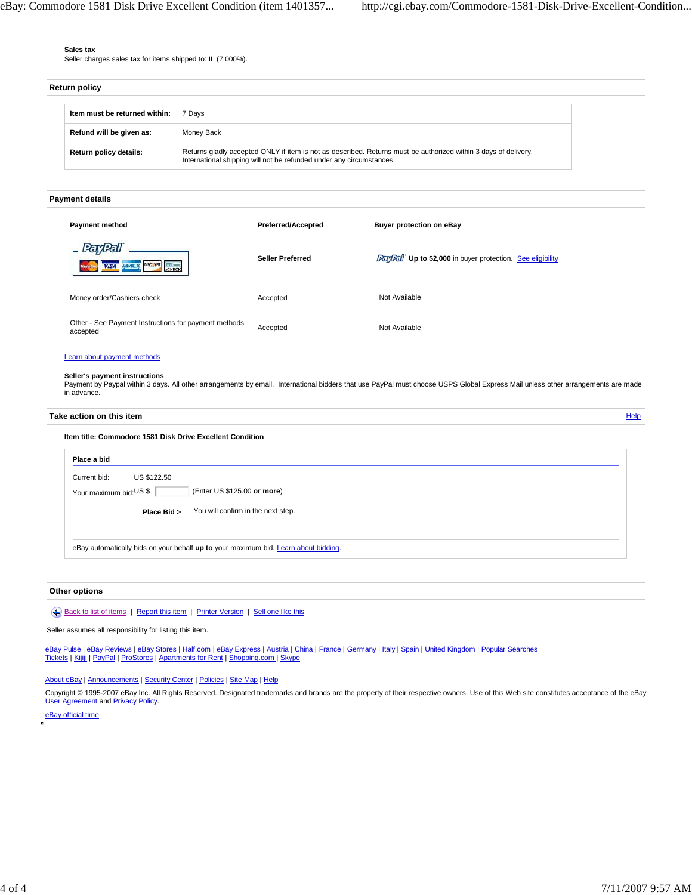**Sales tax**
Seller charges sales tax for items shipped to: IL (7.000%).

## Return policy

| | |
|---|---|
| **Item must be returned within:** | 7 Days |
| **Refund will be given as:** | Money Back |
| **Return policy details:** | Returns gladly accepted ONLY if item is not as described. Returns must be authorized within 3 days of delivery. International shipping will not be refunded under any circumstances. |

## Payment details

| Payment method | Preferred/Accepted | Buyer protection on eBay |
|---|---|---|
| PayPal | Seller Preferred | PayPal **Up to $2,000** in buyer protection. See eligibility |
| Money order/Cashiers check | Accepted | Not Available |
| Other - See Payment Instructions for payment methods accepted | Accepted | Not Available |

Learn about payment methods

**Seller's payment instructions**
Payment by Paypal within 3 days. All other arrangements by email. International bidders that use PayPal must choose USPS Global Express Mail unless other arrangements are made in advance.

## Take action on this item

Help

**Item title: Commodore 1581 Disk Drive Excellent Condition**

**Place a bid**

Current bid: US $122.50

Your maximum bid: US $ (Enter US $125.00 **or more**)

**Place Bid >** You will confirm in the next step.

eBay automatically bids on your behalf **up to** your maximum bid. Learn about bidding.

## Other options

Back to list of items | Report this item | Printer Version | Sell one like this

Seller assumes all responsibility for listing this item.

eBay Pulse | eBay Reviews | eBay Stores | Half.com | eBay Express | Austria | China | France | Germany | Italy | Spain | United Kingdom | Popular Searches
Tickets | Kijiji | PayPal | ProStores | Apartments for Rent | Shopping.com | Skype

About eBay | Announcements | Security Center | Policies | Site Map | Help

Copyright © 1995-2007 eBay Inc. All Rights Reserved. Designated trademarks and brands are the property of their respective owners. Use of this Web site constitutes acceptance of the eBay User Agreement and Privacy Policy.

eBay official time